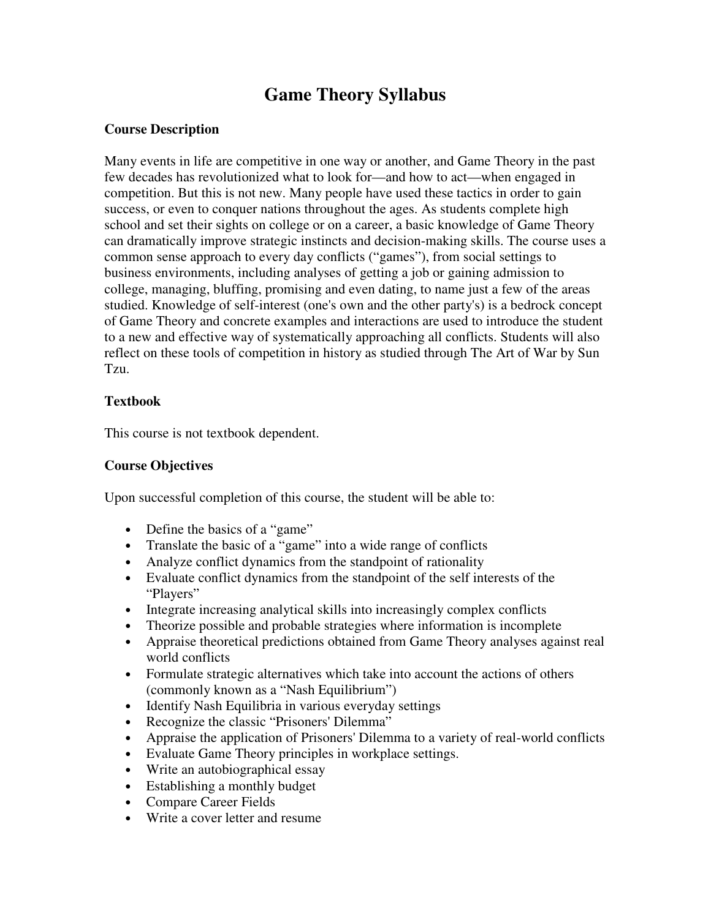# Game Theory Syllabus

### Course Description

Many events in life are competitive in one way or another, and Game Theory in the past few decades has revolutionized what to look for—and how to act—when engaged in competition. But this is not new. Many people have used these tactics in order to gain success, or even to conquer nations throughout the ages. As students complete high school and set their sights on college or on a career, a basic knowledge of Game Theory can dramatically improve strategic instincts and decision-making skills. The course uses a common sense approach to every day conflicts ("games"), from social settings to business environments, including analyses of getting a job or gaining admission to college, managing, bluffing, promising and even dating, to name just a few of the areas studied. Knowledge of self-interest (one's own and the other party's) is a bedrock concept of Game Theory and concrete examples and interactions are used to introduce the student to a new and effective way of systematically approaching all conflicts. Students will also reflect on these tools of competition in history as studied through The Art of War by Sun Tzu.

### Textbook

This course is not textbook dependent.

### Course Objectives

Upon successful completion of this course, the student will be able to:

- Define the basics of a "game"
- Translate the basic of a "game" into a wide range of conflicts
- Analyze conflict dynamics from the standpoint of rationality
- Evaluate conflict dynamics from the standpoint of the self interests of the "Players"
- Integrate increasing analytical skills into increasingly complex conflicts
- Theorize possible and probable strategies where information is incomplete
- Appraise theoretical predictions obtained from Game Theory analyses against real world conflicts
- Formulate strategic alternatives which take into account the actions of others (commonly known as a "Nash Equilibrium")
- Identify Nash Equilibria in various everyday settings
- Recognize the classic "Prisoners' Dilemma"
- Appraise the application of Prisoners' Dilemma to a variety of real-world conflicts
- Evaluate Game Theory principles in workplace settings.
- Write an autobiographical essay
- Establishing a monthly budget
- Compare Career Fields
- Write a cover letter and resume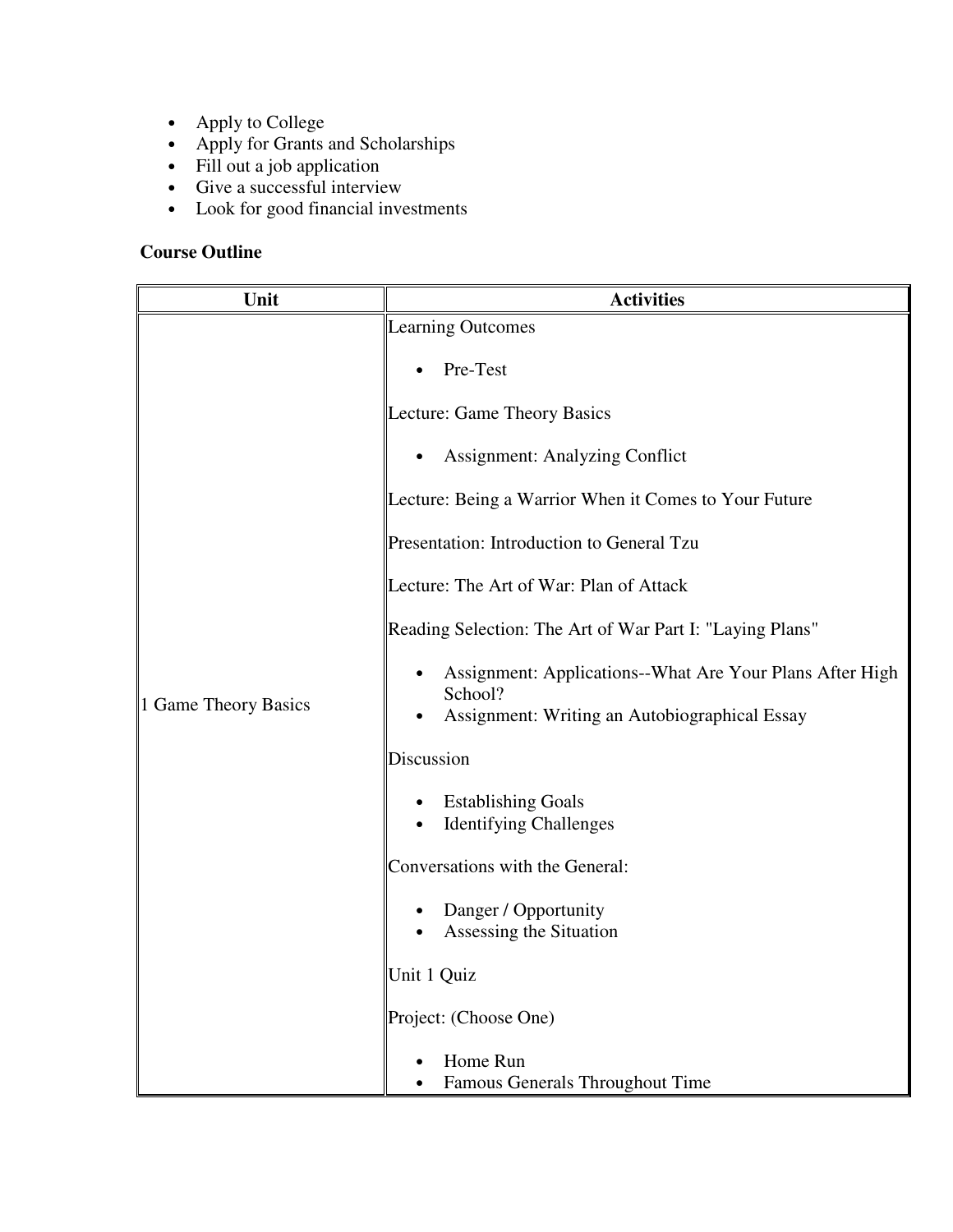- Apply to College
- Apply for Grants and Scholarships
- Fill out a job application
- Give a successful interview
- Look for good financial investments

**Course Outline**

| Unit | Activities |
| --- | --- |
| 1 Game Theory Basics | Learning Outcomes<br>• Pre-Test<br>Lecture: Game Theory Basics<br>• Assignment: Analyzing Conflict<br>Lecture: Being a Warrior When it Comes to Your Future<br>Presentation: Introduction to General Tzu<br>Lecture: The Art of War: Plan of Attack<br>Reading Selection: The Art of War Part I: "Laying Plans"<br>• Assignment: Applications--What Are Your Plans After High School?<br>• Assignment: Writing an Autobiographical Essay<br>Discussion<br>• Establishing Goals<br>• Identifying Challenges<br>Conversations with the General:<br>• Danger / Opportunity<br>• Assessing the Situation<br>Unit 1 Quiz<br>Project: (Choose One)<br>• Home Run<br>• Famous Generals Throughout Time |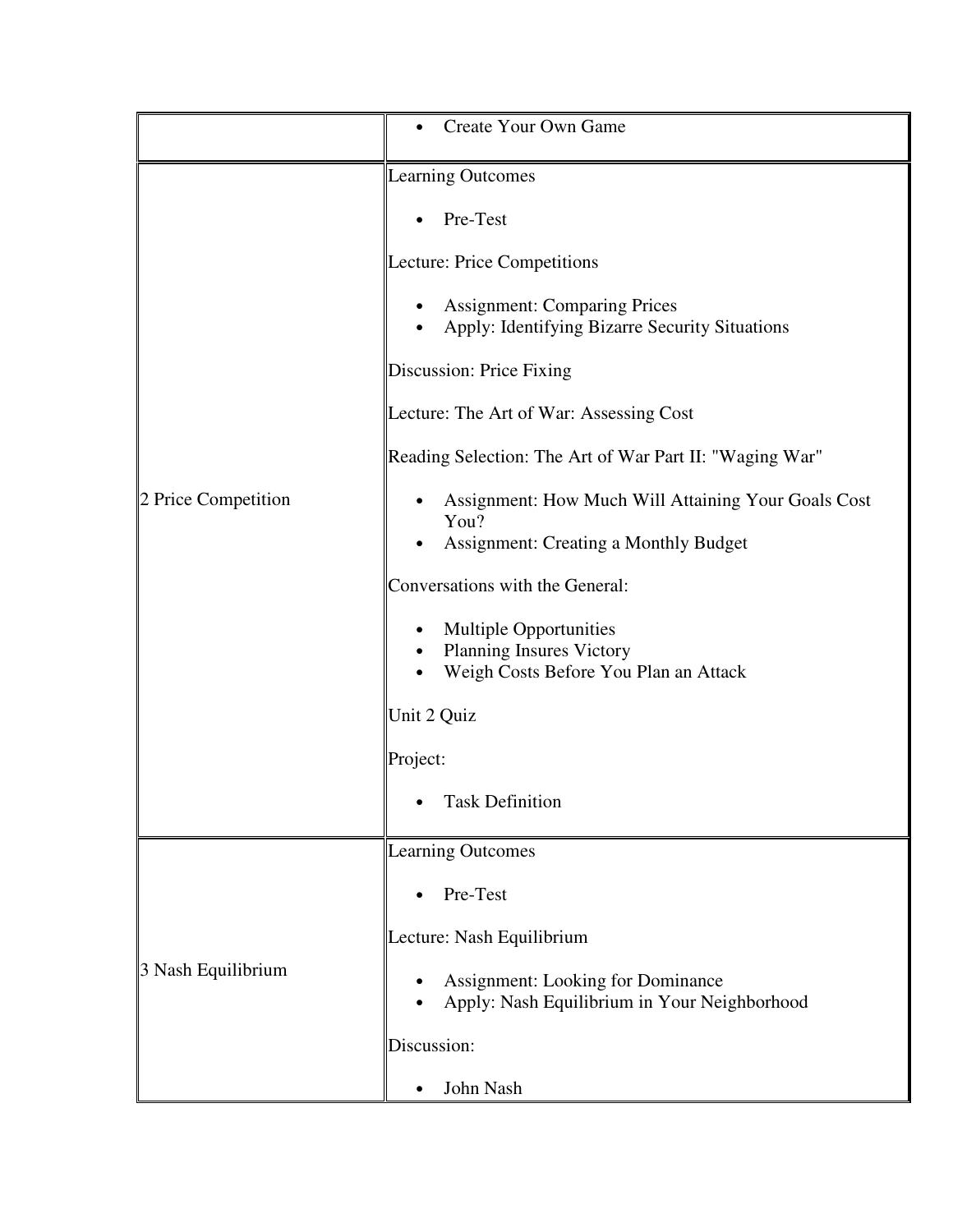| | |
|---|---|
| | • Create Your Own Game |
| 2 Price Competition | Learning Outcomes<br><br>• Pre-Test<br><br>Lecture: Price Competitions<br><br>• Assignment: Comparing Prices<br>• Apply: Identifying Bizarre Security Situations<br><br>Discussion: Price Fixing<br><br>Lecture: The Art of War: Assessing Cost<br><br>Reading Selection: The Art of War Part II: "Waging War"<br><br>• Assignment: How Much Will Attaining Your Goals Cost You?<br>• Assignment: Creating a Monthly Budget<br><br>Conversations with the General:<br><br>• Multiple Opportunities<br>• Planning Insures Victory<br>• Weigh Costs Before You Plan an Attack<br><br>Unit 2 Quiz<br><br>Project:<br><br>• Task Definition |
| 3 Nash Equilibrium | Learning Outcomes<br><br>• Pre-Test<br><br>Lecture: Nash Equilibrium<br><br>• Assignment: Looking for Dominance<br>• Apply: Nash Equilibrium in Your Neighborhood<br><br>Discussion:<br><br>• John Nash |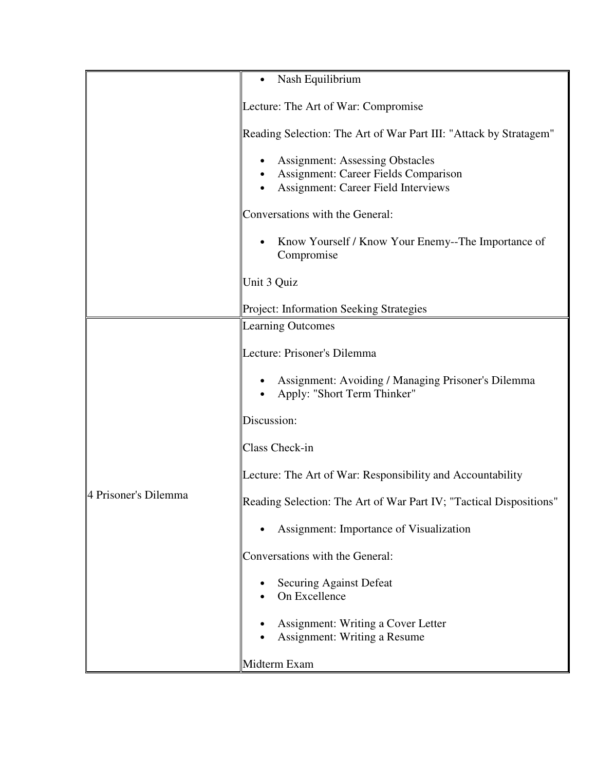| | |
|---|---|
| | • Nash Equilibrium<br><br>Lecture: The Art of War: Compromise<br><br>Reading Selection: The Art of War Part III: "Attack by Stratagem"<br><br>• Assignment: Assessing Obstacles<br>• Assignment: Career Fields Comparison<br>• Assignment: Career Field Interviews<br><br>Conversations with the General:<br><br>• Know Yourself / Know Your Enemy--The Importance of Compromise<br><br>Unit 3 Quiz<br><br>Project: Information Seeking Strategies |
| 4 Prisoner's Dilemma | Learning Outcomes<br><br>Lecture: Prisoner's Dilemma<br><br>• Assignment: Avoiding / Managing Prisoner's Dilemma<br>• Apply: "Short Term Thinker"<br><br>Discussion:<br><br>Class Check-in<br><br>Lecture: The Art of War: Responsibility and Accountability<br><br>Reading Selection: The Art of War Part IV; "Tactical Dispositions"<br><br>• Assignment: Importance of Visualization<br><br>Conversations with the General:<br><br>• Securing Against Defeat<br>• On Excellence<br><br>• Assignment: Writing a Cover Letter<br>• Assignment: Writing a Resume<br><br>Midterm Exam |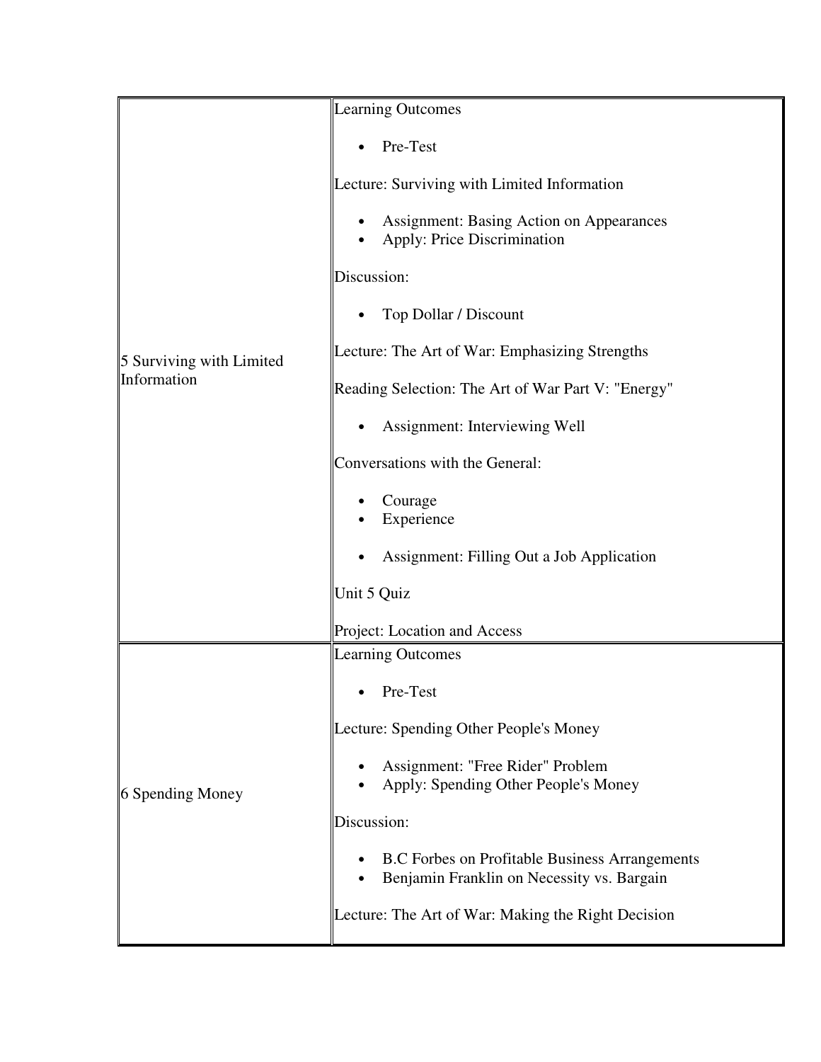| | |
|---|---|
| 5 Surviving with Limited Information | Learning Outcomes<br><br>• Pre-Test<br><br>Lecture: Surviving with Limited Information<br><br>• Assignment: Basing Action on Appearances<br>• Apply: Price Discrimination<br><br>Discussion:<br><br>• Top Dollar / Discount<br><br>Lecture: The Art of War: Emphasizing Strengths<br><br>Reading Selection: The Art of War Part V: "Energy"<br><br>• Assignment: Interviewing Well<br><br>Conversations with the General:<br><br>• Courage<br>• Experience<br><br>• Assignment: Filling Out a Job Application<br><br>Unit 5 Quiz<br><br>Project: Location and Access |
| 6 Spending Money | Learning Outcomes<br><br>• Pre-Test<br><br>Lecture: Spending Other People's Money<br><br>• Assignment: "Free Rider" Problem<br>• Apply: Spending Other People's Money<br><br>Discussion:<br><br>• B.C Forbes on Profitable Business Arrangements<br>• Benjamin Franklin on Necessity vs. Bargain<br><br>Lecture: The Art of War: Making the Right Decision |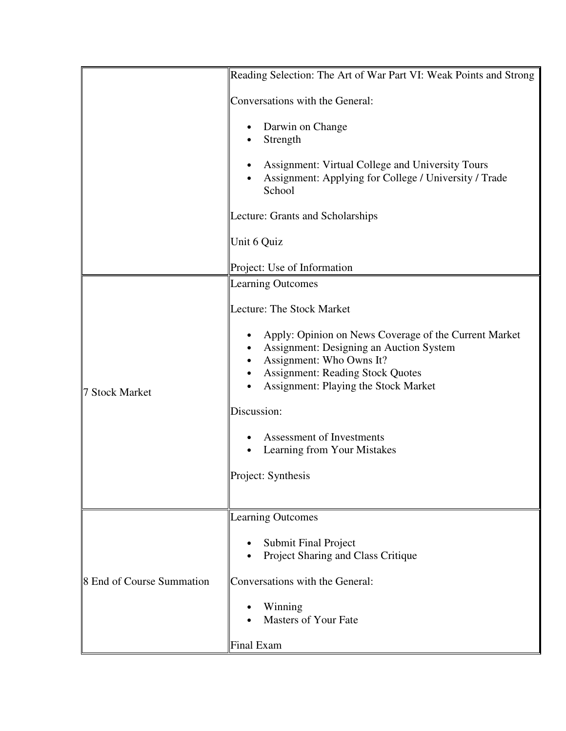| | |
|---|---|
| | Reading Selection: The Art of War Part VI: Weak Points and Strong<br><br>Conversations with the General:<br><br>• Darwin on Change<br>• Strength<br><br>• Assignment: Virtual College and University Tours<br>• Assignment: Applying for College / University / Trade School<br><br>Lecture: Grants and Scholarships<br><br>Unit 6 Quiz<br><br>Project: Use of Information |
| 7 Stock Market | Learning Outcomes<br><br>Lecture: The Stock Market<br><br>• Apply: Opinion on News Coverage of the Current Market<br>• Assignment: Designing an Auction System<br>• Assignment: Who Owns It?<br>• Assignment: Reading Stock Quotes<br>• Assignment: Playing the Stock Market<br><br>Discussion:<br><br>• Assessment of Investments<br>• Learning from Your Mistakes<br><br>Project: Synthesis |
| 8 End of Course Summation | Learning Outcomes<br><br>• Submit Final Project<br>• Project Sharing and Class Critique<br><br>Conversations with the General:<br><br>• Winning<br>• Masters of Your Fate<br><br>Final Exam |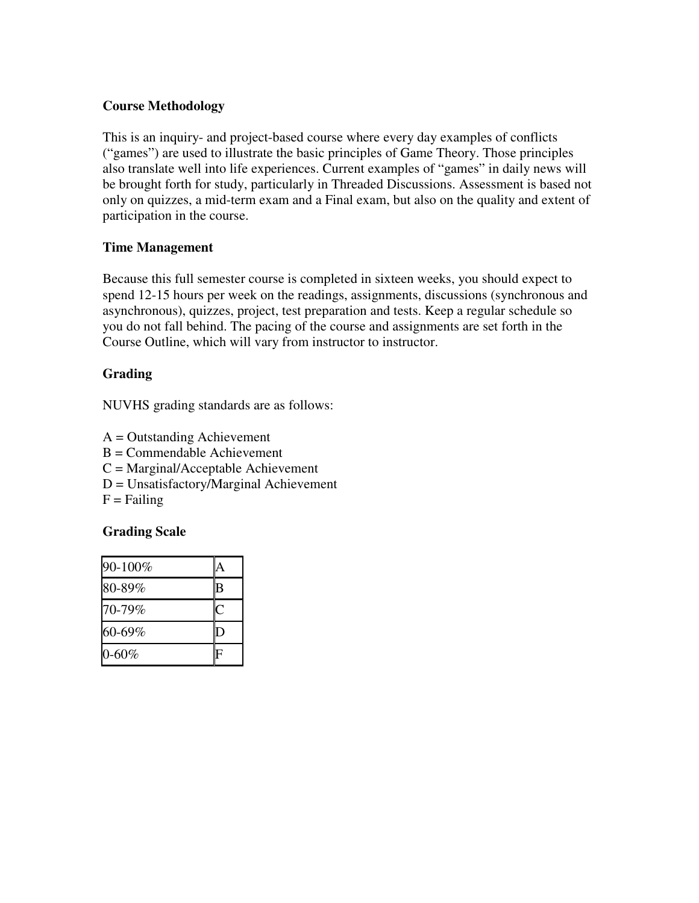**Course Methodology**

This is an inquiry- and project-based course where every day examples of conflicts ("games") are used to illustrate the basic principles of Game Theory. Those principles also translate well into life experiences. Current examples of "games" in daily news will be brought forth for study, particularly in Threaded Discussions. Assessment is based not only on quizzes, a mid-term exam and a Final exam, but also on the quality and extent of participation in the course.

**Time Management**

Because this full semester course is completed in sixteen weeks, you should expect to spend 12-15 hours per week on the readings, assignments, discussions (synchronous and asynchronous), quizzes, project, test preparation and tests. Keep a regular schedule so you do not fall behind. The pacing of the course and assignments are set forth in the Course Outline, which will vary from instructor to instructor.

**Grading**

NUVHS grading standards are as follows:

A = Outstanding Achievement
B = Commendable Achievement
C = Marginal/Acceptable Achievement
D = Unsatisfactory/Marginal Achievement
F = Failing

**Grading Scale**

| | |
|---|---|
| 90-100% | A |
| 80-89% | B |
| 70-79% | C |
| 60-69% | D |
| 0-60% | F |